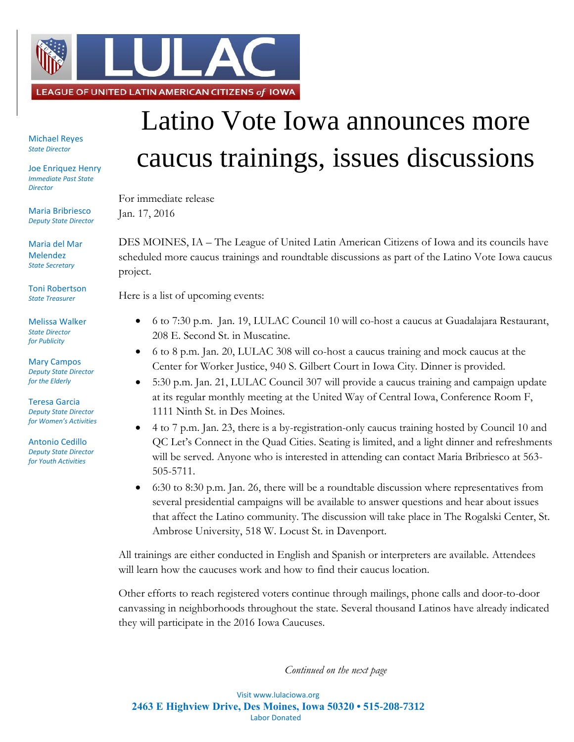LEAGUE OF UNITED LATIN AMERICAN CITIZENS *of* IOWA

Michael Reyes
*State Director*

Joe Enriquez Henry
*Immediate Past State Director*

Maria Bribriesco
*Deputy State Director*

Maria del Mar Melendez
*State Secretary*

Toni Robertson
*State Treasurer*

Melissa Walker
*State Director for Publicity*

Mary Campos
*Deputy State Director for the Elderly*

Teresa Garcia
*Deputy State Director for Women's Activities*

Antonio Cedillo
*Deputy State Director for Youth Activities*

# Latino Vote Iowa announces more caucus trainings, issues discussions

For immediate release
Jan. 17, 2016

DES MOINES, IA – The League of United Latin American Citizens of Iowa and its councils have scheduled more caucus trainings and roundtable discussions as part of the Latino Vote Iowa caucus project.

Here is a list of upcoming events:

- 6 to 7:30 p.m. Jan. 19, LULAC Council 10 will co-host a caucus at Guadalajara Restaurant, 208 E. Second St. in Muscatine.
- 6 to 8 p.m. Jan. 20, LULAC 308 will co-host a caucus training and mock caucus at the Center for Worker Justice, 940 S. Gilbert Court in Iowa City. Dinner is provided.
- 5:30 p.m. Jan. 21, LULAC Council 307 will provide a caucus training and campaign update at its regular monthly meeting at the United Way of Central Iowa, Conference Room F, 1111 Ninth St. in Des Moines.
- 4 to 7 p.m. Jan. 23, there is a by-registration-only caucus training hosted by Council 10 and QC Let's Connect in the Quad Cities. Seating is limited, and a light dinner and refreshments will be served. Anyone who is interested in attending can contact Maria Bribriesco at 563-505-5711.
- 6:30 to 8:30 p.m. Jan. 26, there will be a roundtable discussion where representatives from several presidential campaigns will be available to answer questions and hear about issues that affect the Latino community. The discussion will take place in The Rogalski Center, St. Ambrose University, 518 W. Locust St. in Davenport.

All trainings are either conducted in English and Spanish or interpreters are available. Attendees will learn how the caucuses work and how to find their caucus location.

Other efforts to reach registered voters continue through mailings, phone calls and door-to-door canvassing in neighborhoods throughout the state. Several thousand Latinos have already indicated they will participate in the 2016 Iowa Caucuses.

*Continued on the next page*

Visit www.lulaciowa.org
**2463 E Highview Drive, Des Moines, Iowa 50320 • 515-208-7312**
Labor Donated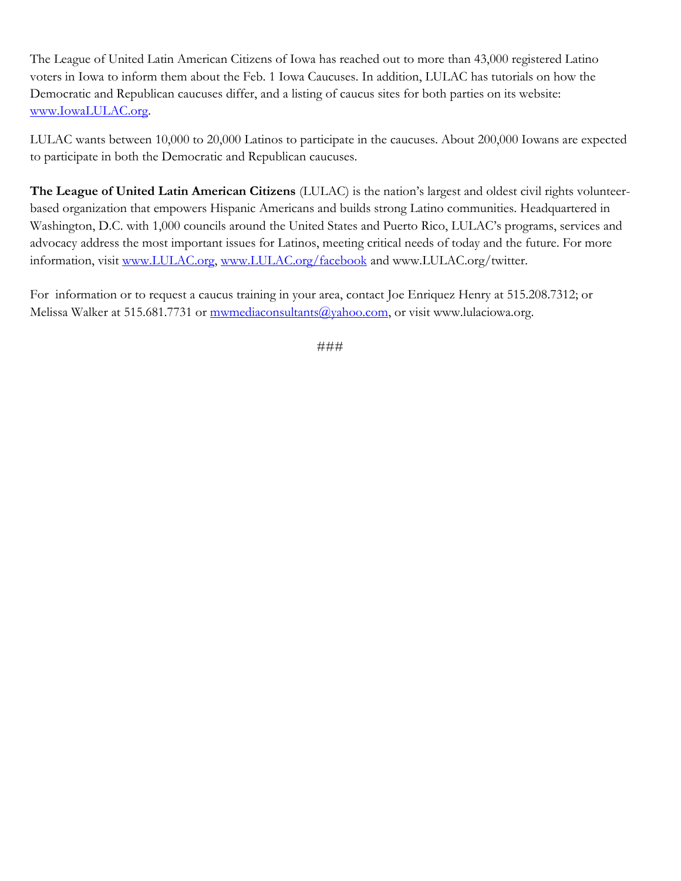The League of United Latin American Citizens of Iowa has reached out to more than 43,000 registered Latino voters in Iowa to inform them about the Feb. 1 Iowa Caucuses. In addition, LULAC has tutorials on how the Democratic and Republican caucuses differ, and a listing of caucus sites for both parties on its website: www.IowaLULAC.org.

LULAC wants between 10,000 to 20,000 Latinos to participate in the caucuses. About 200,000 Iowans are expected to participate in both the Democratic and Republican caucuses.

**The League of United Latin American Citizens** (LULAC) is the nation's largest and oldest civil rights volunteer-based organization that empowers Hispanic Americans and builds strong Latino communities. Headquartered in Washington, D.C. with 1,000 councils around the United States and Puerto Rico, LULAC's programs, services and advocacy address the most important issues for Latinos, meeting critical needs of today and the future. For more information, visit www.LULAC.org, www.LULAC.org/facebook and www.LULAC.org/twitter.

For information or to request a caucus training in your area, contact Joe Enriquez Henry at 515.208.7312; or Melissa Walker at 515.681.7731 or mwmediaconsultants@yahoo.com, or visit www.lulaciowa.org.

###